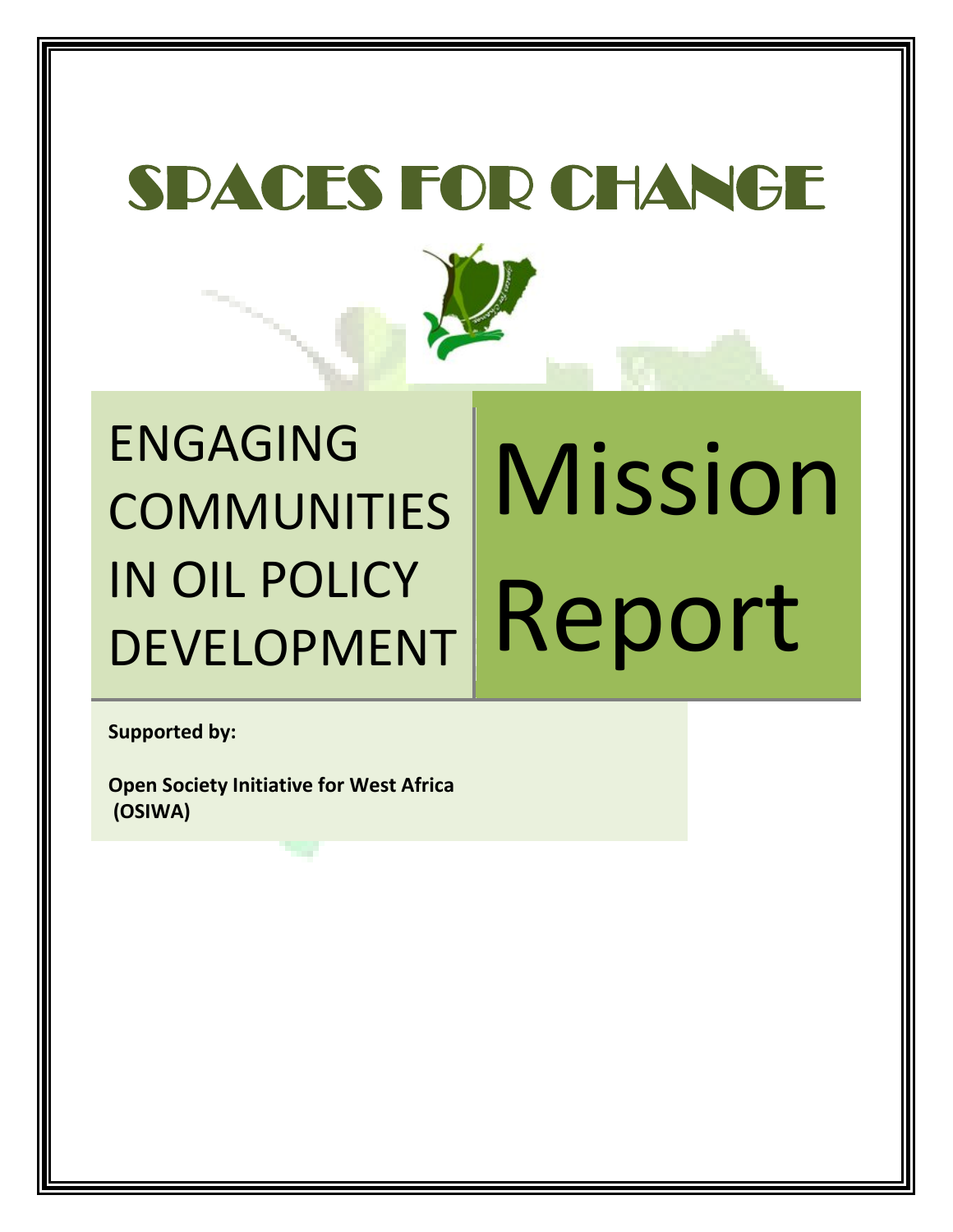# SPACES FOR CHANGE

## ENGAGING COMMUNITIES IN OIL POLICY DEVELOPMENT

# Mission Report

**Supported by:**

**Open Society Initiative for West Africa (OSIWA)**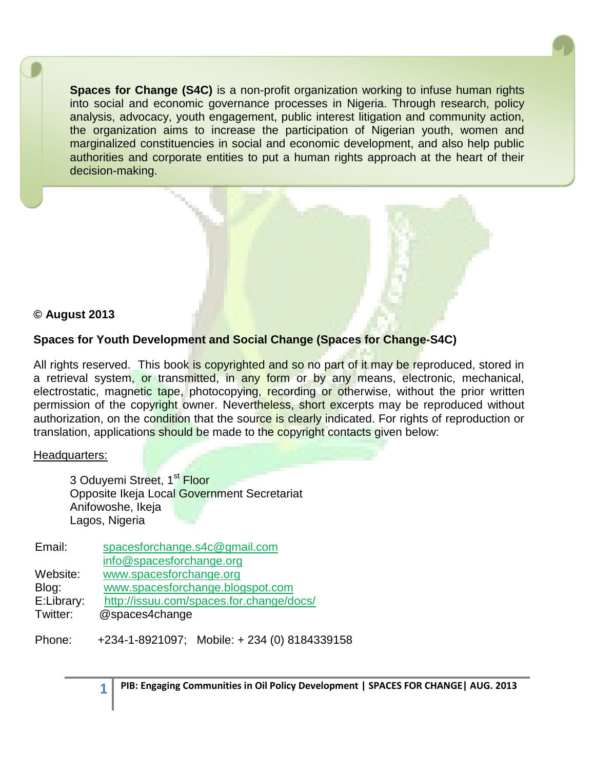**Spaces for Change (S4C)** is a non-profit organization working to infuse human rights into social and economic governance processes in Nigeria. Through research, policy analysis, advocacy, youth engagement, public interest litigation and community action, the organization aims to increase the participation of Nigerian youth, women and marginalized constituencies in social and economic development, and also help public authorities and corporate entities to put a human rights approach at the heart of their decision-making.

**© August 2013**

**Spaces for Youth Development and Social Change (Spaces for Change-S4C)**

All rights reserved. This book is copyrighted and so no part of it may be reproduced, stored in a retrieval system, or transmitted, in any form or by any means, electronic, mechanical, electrostatic, magnetic tape, photocopying, recording or otherwise, without the prior written permission of the copyright owner. Nevertheless, short excerpts may be reproduced without authorization, on the condition that the source is clearly indicated. For rights of reproduction or translation, applications should be made to the copyright contacts given below:

Headquarters:

3 Oduyemi Street, 1st Floor
Opposite Ikeja Local Government Secretariat
Anifowoshe, Ikeja
Lagos, Nigeria

Email: spacesforchange.s4c@gmail.com
info@spacesforchange.org
Website: www.spacesforchange.org
Blog: www.spacesforchange.blogspot.com
E:Library: http://issuu.com/spaces.for.change/docs/
Twitter: @spaces4change

Phone: +234-1-8921097; Mobile: + 234 (0) 8184339158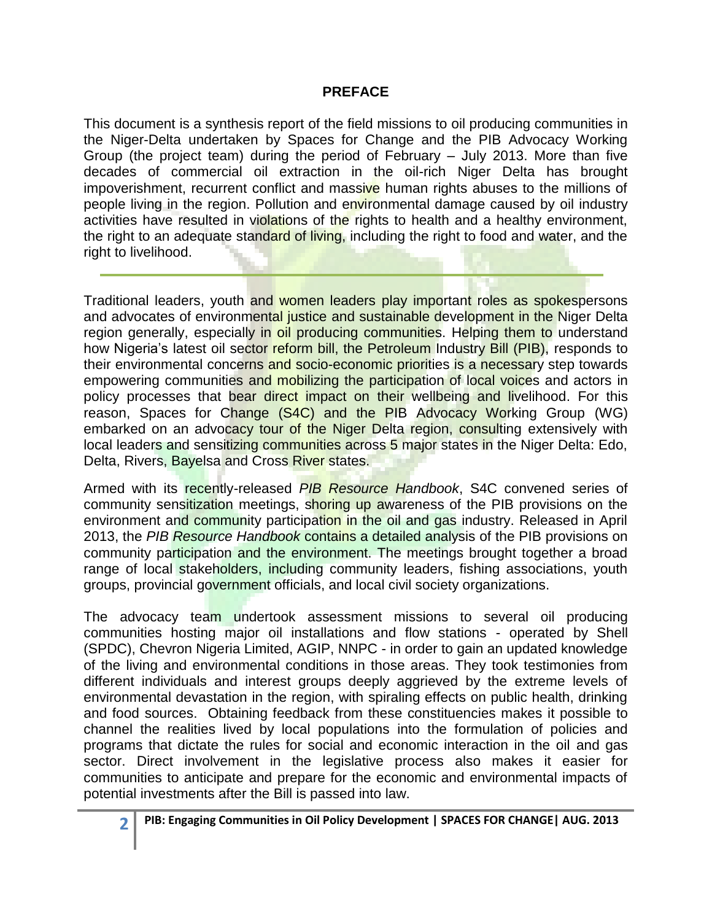## PREFACE

This document is a synthesis report of the field missions to oil producing communities in the Niger-Delta undertaken by Spaces for Change and the PIB Advocacy Working Group (the project team) during the period of February – July 2013. More than five decades of commercial oil extraction in the oil-rich Niger Delta has brought impoverishment, recurrent conflict and massive human rights abuses to the millions of people living in the region. Pollution and environmental damage caused by oil industry activities have resulted in violations of the rights to health and a healthy environment, the right to an adequate standard of living, including the right to food and water, and the right to livelihood.

---

Traditional leaders, youth and women leaders play important roles as spokespersons and advocates of environmental justice and sustainable development in the Niger Delta region generally, especially in oil producing communities. Helping them to understand how Nigeria's latest oil sector reform bill, the Petroleum Industry Bill (PIB), responds to their environmental concerns and socio-economic priorities is a necessary step towards empowering communities and mobilizing the participation of local voices and actors in policy processes that bear direct impact on their wellbeing and livelihood. For this reason, Spaces for Change (S4C) and the PIB Advocacy Working Group (WG) embarked on an advocacy tour of the Niger Delta region, consulting extensively with local leaders and sensitizing communities across 5 major states in the Niger Delta: Edo, Delta, Rivers, Bayelsa and Cross River states.

Armed with its recently-released *PIB Resource Handbook*, S4C convened series of community sensitization meetings, shoring up awareness of the PIB provisions on the environment and community participation in the oil and gas industry. Released in April 2013, the *PIB Resource Handbook* contains a detailed analysis of the PIB provisions on community participation and the environment. The meetings brought together a broad range of local stakeholders, including community leaders, fishing associations, youth groups, provincial government officials, and local civil society organizations.

The advocacy team undertook assessment missions to several oil producing communities hosting major oil installations and flow stations - operated by Shell (SPDC), Chevron Nigeria Limited, AGIP, NNPC - in order to gain an updated knowledge of the living and environmental conditions in those areas. They took testimonies from different individuals and interest groups deeply aggrieved by the extreme levels of environmental devastation in the region, with spiraling effects on public health, drinking and food sources. Obtaining feedback from these constituencies makes it possible to channel the realities lived by local populations into the formulation of policies and programs that dictate the rules for social and economic interaction in the oil and gas sector. Direct involvement in the legislative process also makes it easier for communities to anticipate and prepare for the economic and environmental impacts of potential investments after the Bill is passed into law.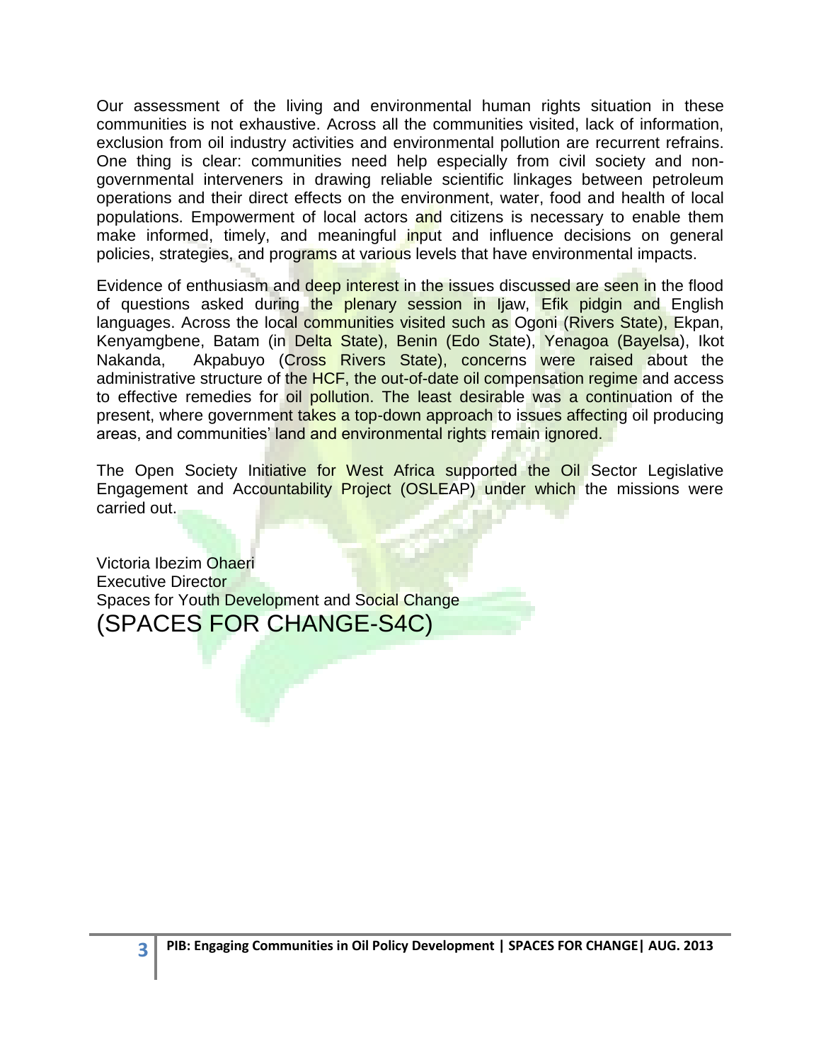Our assessment of the living and environmental human rights situation in these communities is not exhaustive. Across all the communities visited, lack of information, exclusion from oil industry activities and environmental pollution are recurrent refrains. One thing is clear: communities need help especially from civil society and non-governmental interveners in drawing reliable scientific linkages between petroleum operations and their direct effects on the environment, water, food and health of local populations. Empowerment of local actors and citizens is necessary to enable them make informed, timely, and meaningful input and influence decisions on general policies, strategies, and programs at various levels that have environmental impacts.

Evidence of enthusiasm and deep interest in the issues discussed are seen in the flood of questions asked during the plenary session in Ijaw, Efik pidgin and English languages. Across the local communities visited such as Ogoni (Rivers State), Ekpan, Kenyamgbene, Batam (in Delta State), Benin (Edo State), Yenagoa (Bayelsa), Ikot Nakanda, Akpabuyo (Cross Rivers State), concerns were raised about the administrative structure of the HCF, the out-of-date oil compensation regime and access to effective remedies for oil pollution. The least desirable was a continuation of the present, where government takes a top-down approach to issues affecting oil producing areas, and communities' land and environmental rights remain ignored.

The Open Society Initiative for West Africa supported the Oil Sector Legislative Engagement and Accountability Project (OSLEAP) under which the missions were carried out.

Victoria Ibezim Ohaeri
Executive Director
Spaces for Youth Development and Social Change
(SPACES FOR CHANGE-S4C)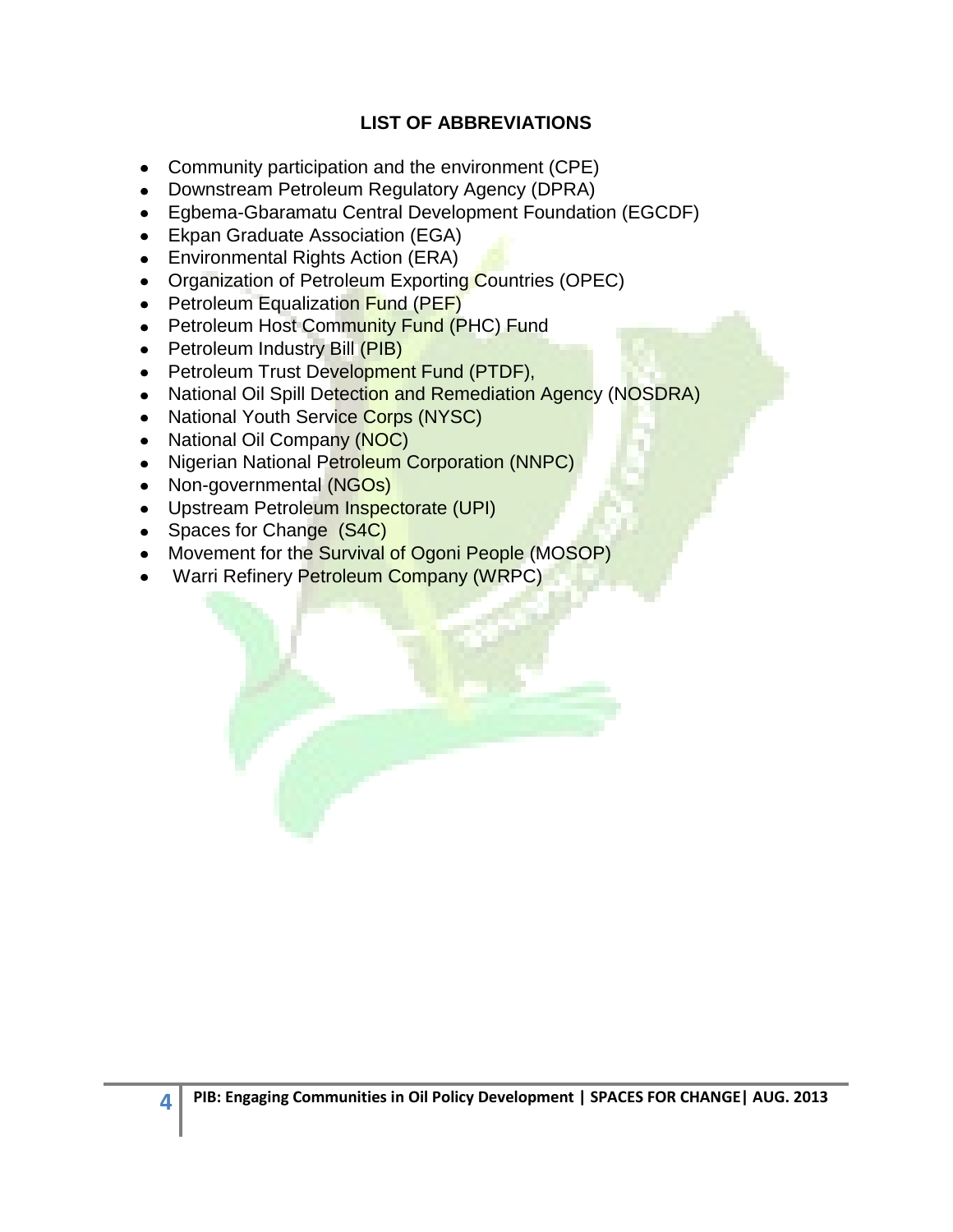## LIST OF ABBREVIATIONS

- Community participation and the environment (CPE)
- Downstream Petroleum Regulatory Agency (DPRA)
- Egbema-Gbaramatu Central Development Foundation (EGCDF)
- Ekpan Graduate Association (EGA)
- Environmental Rights Action (ERA)
- Organization of Petroleum Exporting Countries (OPEC)
- Petroleum Equalization Fund (PEF)
- Petroleum Host Community Fund (PHC) Fund
- Petroleum Industry Bill (PIB)
- Petroleum Trust Development Fund (PTDF),
- National Oil Spill Detection and Remediation Agency (NOSDRA)
- National Youth Service Corps (NYSC)
- National Oil Company (NOC)
- Nigerian National Petroleum Corporation (NNPC)
- Non-governmental (NGOs)
- Upstream Petroleum Inspectorate (UPI)
- Spaces for Change (S4C)
- Movement for the Survival of Ogoni People (MOSOP)
- Warri Refinery Petroleum Company (WRPC)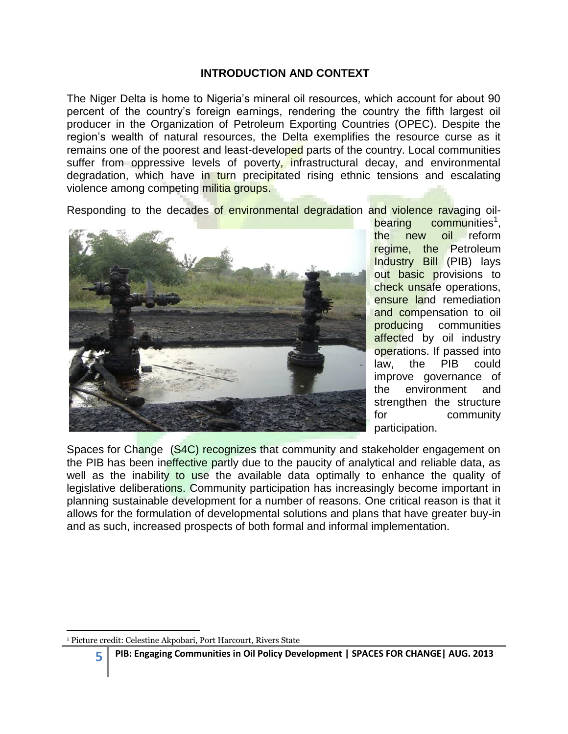## INTRODUCTION AND CONTEXT

The Niger Delta is home to Nigeria's mineral oil resources, which account for about 90 percent of the country's foreign earnings, rendering the country the fifth largest oil producer in the Organization of Petroleum Exporting Countries (OPEC). Despite the region's wealth of natural resources, the Delta exemplifies the resource curse as it remains one of the poorest and least-developed parts of the country. Local communities suffer from oppressive levels of poverty, infrastructural decay, and environmental degradation, which have in turn precipitated rising ethnic tensions and escalating violence among competing militia groups.

Responding to the decades of environmental degradation and violence ravaging oil-bearing communities[1], the new oil reform regime, the Petroleum Industry Bill (PIB) lays out basic provisions to check unsafe operations, ensure land remediation and compensation to oil producing communities affected by oil industry operations. If passed into law, the PIB could improve governance of the environment and strengthen the structure for community participation.

Spaces for Change (S4C) recognizes that community and stakeholder engagement on the PIB has been ineffective partly due to the paucity of analytical and reliable data, as well as the inability to use the available data optimally to enhance the quality of legislative deliberations. Community participation has increasingly become important in planning sustainable development for a number of reasons. One critical reason is that it allows for the formulation of developmental solutions and plans that have greater buy-in and as such, increased prospects of both formal and informal implementation.

[1] Picture credit: Celestine Akpobari, Port Harcourt, Rivers State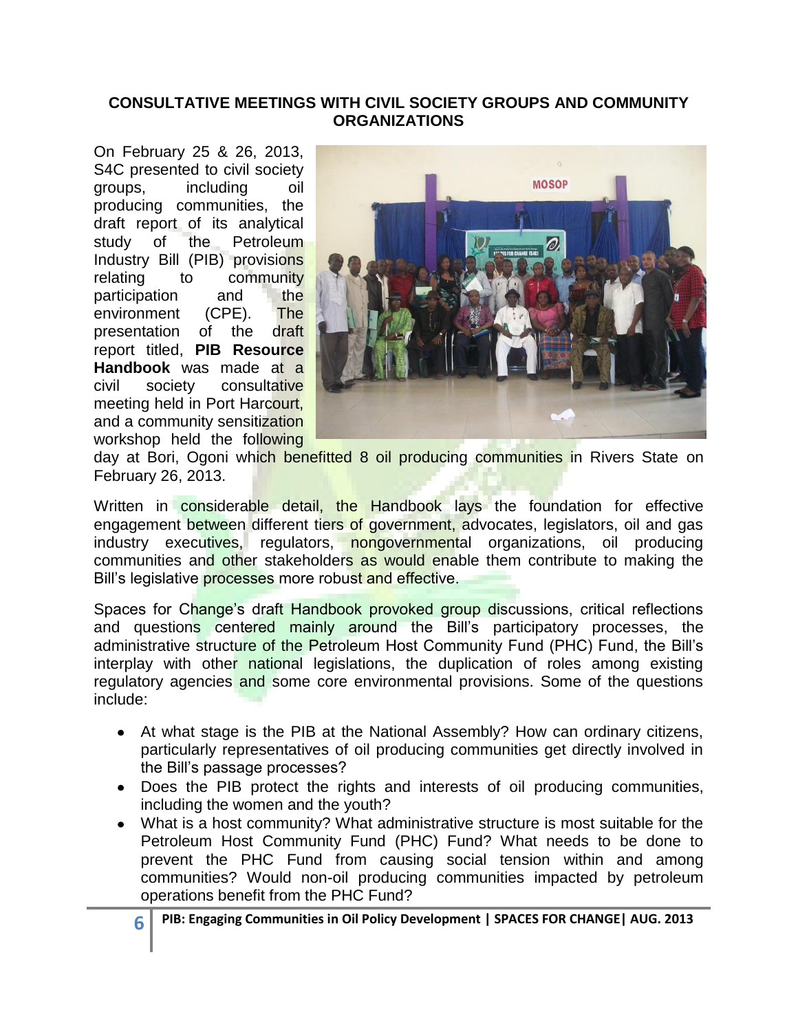## CONSULTATIVE MEETINGS WITH CIVIL SOCIETY GROUPS AND COMMUNITY ORGANIZATIONS

On February 25 & 26, 2013, S4C presented to civil society groups, including oil producing communities, the draft report of its analytical study of the Petroleum Industry Bill (PIB) provisions relating to community participation and the environment (CPE). The presentation of the draft report titled, **PIB Resource Handbook** was made at a civil society consultative meeting held in Port Harcourt, and a community sensitization workshop held the following day at Bori, Ogoni which benefitted 8 oil producing communities in Rivers State on February 26, 2013.

Written in considerable detail, the Handbook lays the foundation for effective engagement between different tiers of government, advocates, legislators, oil and gas industry executives, regulators, nongovernmental organizations, oil producing communities and other stakeholders as would enable them contribute to making the Bill's legislative processes more robust and effective.

Spaces for Change's draft Handbook provoked group discussions, critical reflections and questions centered mainly around the Bill's participatory processes, the administrative structure of the Petroleum Host Community Fund (PHC) Fund, the Bill's interplay with other national legislations, the duplication of roles among existing regulatory agencies and some core environmental provisions. Some of the questions include:

- At what stage is the PIB at the National Assembly? How can ordinary citizens, particularly representatives of oil producing communities get directly involved in the Bill's passage processes?
- Does the PIB protect the rights and interests of oil producing communities, including the women and the youth?
- What is a host community? What administrative structure is most suitable for the Petroleum Host Community Fund (PHC) Fund? What needs to be done to prevent the PHC Fund from causing social tension within and among communities? Would non-oil producing communities impacted by petroleum operations benefit from the PHC Fund?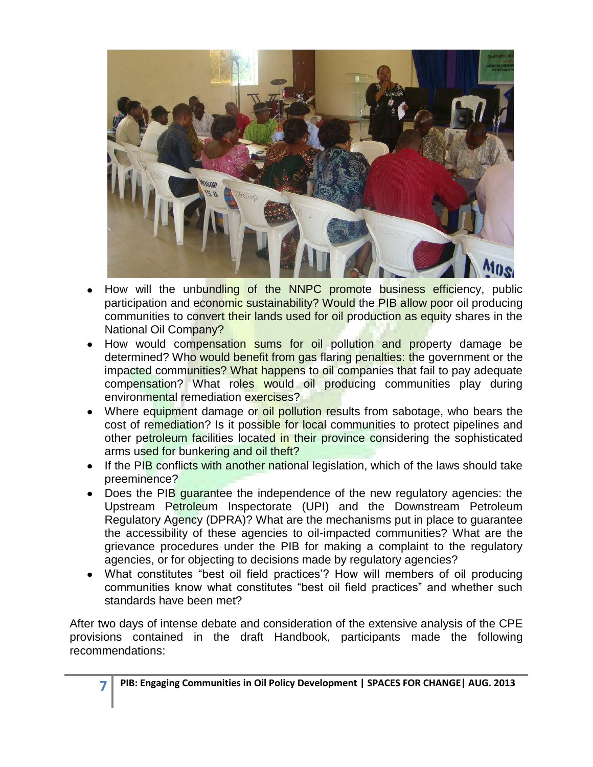- How will the unbundling of the NNPC promote business efficiency, public participation and economic sustainability? Would the PIB allow poor oil producing communities to convert their lands used for oil production as equity shares in the National Oil Company?
- How would compensation sums for oil pollution and property damage be determined? Who would benefit from gas flaring penalties: the government or the impacted communities? What happens to oil companies that fail to pay adequate compensation? What roles would oil producing communities play during environmental remediation exercises?
- Where equipment damage or oil pollution results from sabotage, who bears the cost of remediation? Is it possible for local communities to protect pipelines and other petroleum facilities located in their province considering the sophisticated arms used for bunkering and oil theft?
- If the PIB conflicts with another national legislation, which of the laws should take preeminence?
- Does the PIB guarantee the independence of the new regulatory agencies: the Upstream Petroleum Inspectorate (UPI) and the Downstream Petroleum Regulatory Agency (DPRA)? What are the mechanisms put in place to guarantee the accessibility of these agencies to oil-impacted communities? What are the grievance procedures under the PIB for making a complaint to the regulatory agencies, or for objecting to decisions made by regulatory agencies?
- What constitutes "best oil field practices'? How will members of oil producing communities know what constitutes "best oil field practices" and whether such standards have been met?

After two days of intense debate and consideration of the extensive analysis of the CPE provisions contained in the draft Handbook, participants made the following recommendations: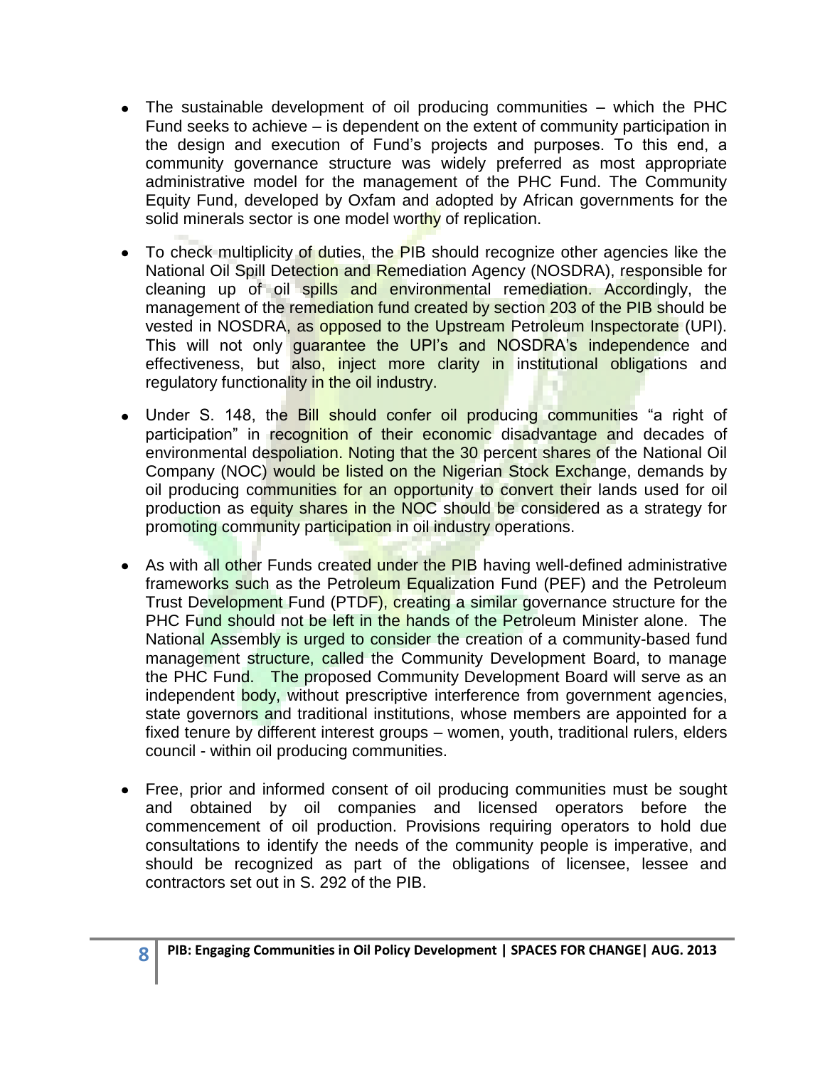- The sustainable development of oil producing communities – which the PHC Fund seeks to achieve – is dependent on the extent of community participation in the design and execution of Fund's projects and purposes. To this end, a community governance structure was widely preferred as most appropriate administrative model for the management of the PHC Fund. The Community Equity Fund, developed by Oxfam and adopted by African governments for the solid minerals sector is one model worthy of replication.

- To check multiplicity of duties, the PIB should recognize other agencies like the National Oil Spill Detection and Remediation Agency (NOSDRA), responsible for cleaning up of oil spills and environmental remediation. Accordingly, the management of the remediation fund created by section 203 of the PIB should be vested in NOSDRA, as opposed to the Upstream Petroleum Inspectorate (UPI). This will not only guarantee the UPI's and NOSDRA's independence and effectiveness, but also, inject more clarity in institutional obligations and regulatory functionality in the oil industry.

- Under S. 148, the Bill should confer oil producing communities "a right of participation" in recognition of their economic disadvantage and decades of environmental despoliation. Noting that the 30 percent shares of the National Oil Company (NOC) would be listed on the Nigerian Stock Exchange, demands by oil producing communities for an opportunity to convert their lands used for oil production as equity shares in the NOC should be considered as a strategy for promoting community participation in oil industry operations.

- As with all other Funds created under the PIB having well-defined administrative frameworks such as the Petroleum Equalization Fund (PEF) and the Petroleum Trust Development Fund (PTDF), creating a similar governance structure for the PHC Fund should not be left in the hands of the Petroleum Minister alone. The National Assembly is urged to consider the creation of a community-based fund management structure, called the Community Development Board, to manage the PHC Fund. The proposed Community Development Board will serve as an independent body, without prescriptive interference from government agencies, state governors and traditional institutions, whose members are appointed for a fixed tenure by different interest groups – women, youth, traditional rulers, elders council - within oil producing communities.

- Free, prior and informed consent of oil producing communities must be sought and obtained by oil companies and licensed operators before the commencement of oil production. Provisions requiring operators to hold due consultations to identify the needs of the community people is imperative, and should be recognized as part of the obligations of licensee, lessee and contractors set out in S. 292 of the PIB.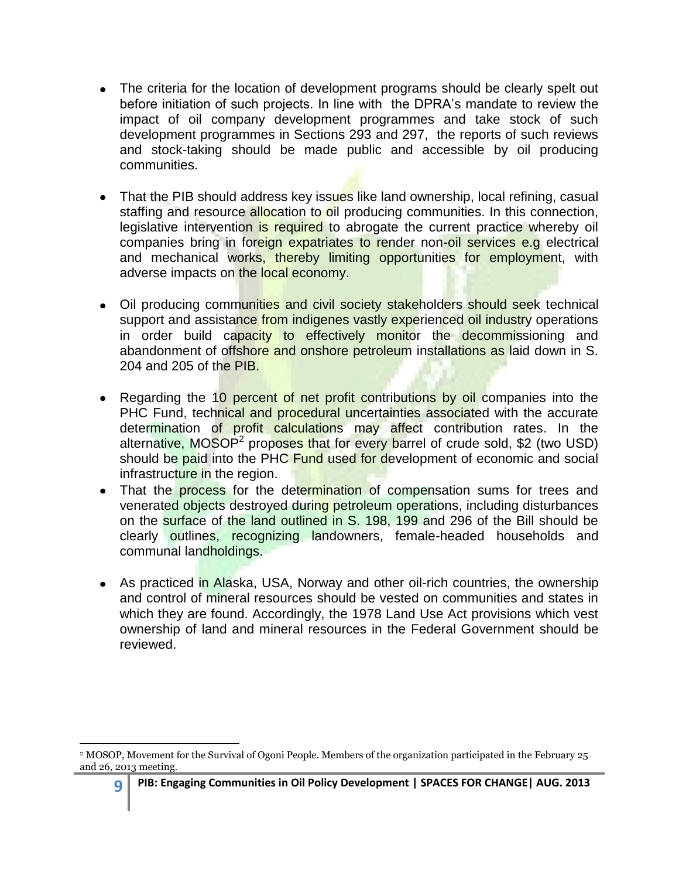- The criteria for the location of development programs should be clearly spelt out before initiation of such projects. In line with the DPRA's mandate to review the impact of oil company development programmes and take stock of such development programmes in Sections 293 and 297, the reports of such reviews and stock-taking should be made public and accessible by oil producing communities.

- That the PIB should address key issues like land ownership, local refining, casual staffing and resource allocation to oil producing communities. In this connection, legislative intervention is required to abrogate the current practice whereby oil companies bring in foreign expatriates to render non-oil services e.g electrical and mechanical works, thereby limiting opportunities for employment, with adverse impacts on the local economy.

- Oil producing communities and civil society stakeholders should seek technical support and assistance from indigenes vastly experienced oil industry operations in order build capacity to effectively monitor the decommissioning and abandonment of offshore and onshore petroleum installations as laid down in S. 204 and 205 of the PIB.

- Regarding the 10 percent of net profit contributions by oil companies into the PHC Fund, technical and procedural uncertainties associated with the accurate determination of profit calculations may affect contribution rates. In the alternative, MOSOP[2] proposes that for every barrel of crude sold, $2 (two USD) should be paid into the PHC Fund used for development of economic and social infrastructure in the region.
- That the process for the determination of compensation sums for trees and venerated objects destroyed during petroleum operations, including disturbances on the surface of the land outlined in S. 198, 199 and 296 of the Bill should be clearly outlines, recognizing landowners, female-headed households and communal landholdings.

- As practiced in Alaska, USA, Norway and other oil-rich countries, the ownership and control of mineral resources should be vested on communities and states in which they are found. Accordingly, the 1978 Land Use Act provisions which vest ownership of land and mineral resources in the Federal Government should be reviewed.

---

[2] MOSOP, Movement for the Survival of Ogoni People. Members of the organization participated in the February 25 and 26, 2013 meeting.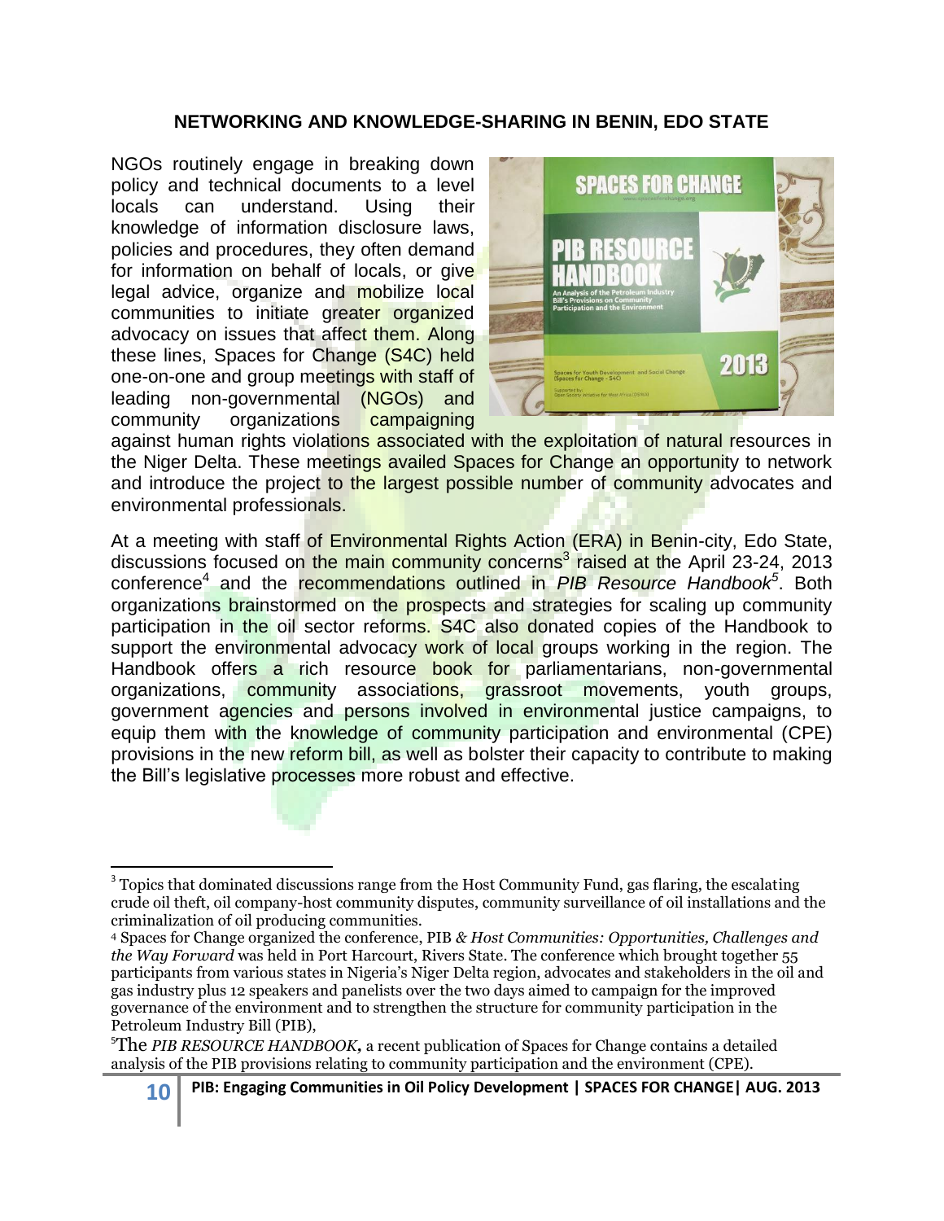## NETWORKING AND KNOWLEDGE-SHARING IN BENIN, EDO STATE

NGOs routinely engage in breaking down policy and technical documents to a level locals can understand. Using their knowledge of information disclosure laws, policies and procedures, they often demand for information on behalf of locals, or give legal advice, organize and mobilize local communities to initiate greater organized advocacy on issues that affect them. Along these lines, Spaces for Change (S4C) held one-on-one and group meetings with staff of leading non-governmental (NGOs) and community organizations campaigning against human rights violations associated with the exploitation of natural resources in the Niger Delta. These meetings availed Spaces for Change an opportunity to network and introduce the project to the largest possible number of community advocates and environmental professionals.

At a meeting with staff of Environmental Rights Action (ERA) in Benin-city, Edo State, discussions focused on the main community concerns[3] raised at the April 23-24, 2013 conference[4] and the recommendations outlined in *PIB Resource Handbook*[5]. Both organizations brainstormed on the prospects and strategies for scaling up community participation in the oil sector reforms. S4C also donated copies of the Handbook to support the environmental advocacy work of local groups working in the region. The Handbook offers a rich resource book for parliamentarians, non-governmental organizations, community associations, grassroot movements, youth groups, government agencies and persons involved in environmental justice campaigns, to equip them with the knowledge of community participation and environmental (CPE) provisions in the new reform bill, as well as bolster their capacity to contribute to making the Bill's legislative processes more robust and effective.

---

[3] Topics that dominated discussions range from the Host Community Fund, gas flaring, the escalating crude oil theft, oil company-host community disputes, community surveillance of oil installations and the criminalization of oil producing communities.

[4] Spaces for Change organized the conference, PIB *& Host Communities: Opportunities, Challenges and the Way Forward* was held in Port Harcourt, Rivers State. The conference which brought together 55 participants from various states in Nigeria's Niger Delta region, advocates and stakeholders in the oil and gas industry plus 12 speakers and panelists over the two days aimed to campaign for the improved governance of the environment and to strengthen the structure for community participation in the Petroleum Industry Bill (PIB),

[5] The *PIB RESOURCE HANDBOOK***,** a recent publication of Spaces for Change contains a detailed analysis of the PIB provisions relating to community participation and the environment (CPE).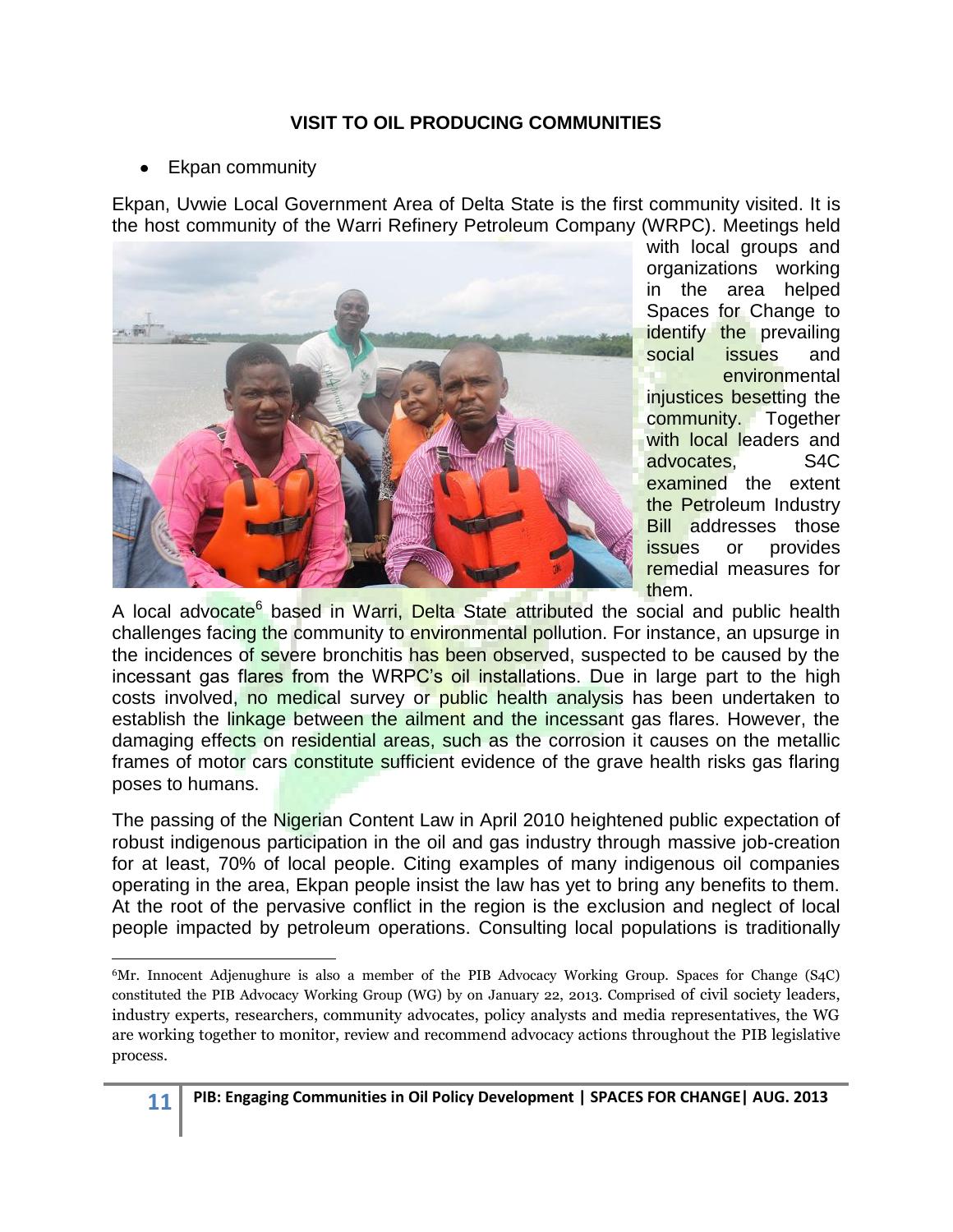## VISIT TO OIL PRODUCING COMMUNITIES

- Ekpan community

Ekpan, Uvwie Local Government Area of Delta State is the first community visited. It is the host community of the Warri Refinery Petroleum Company (WRPC). Meetings held with local groups and organizations working in the area helped Spaces for Change to identify the prevailing social issues and environmental injustices besetting the community. Together with local leaders and advocates, S4C examined the extent the Petroleum Industry Bill addresses those issues or provides remedial measures for them.

A local advocate[6] based in Warri, Delta State attributed the social and public health challenges facing the community to environmental pollution. For instance, an upsurge in the incidences of severe bronchitis has been observed, suspected to be caused by the incessant gas flares from the WRPC's oil installations. Due in large part to the high costs involved, no medical survey or public health analysis has been undertaken to establish the linkage between the ailment and the incessant gas flares. However, the damaging effects on residential areas, such as the corrosion it causes on the metallic frames of motor cars constitute sufficient evidence of the grave health risks gas flaring poses to humans.

The passing of the Nigerian Content Law in April 2010 heightened public expectation of robust indigenous participation in the oil and gas industry through massive job-creation for at least, 70% of local people. Citing examples of many indigenous oil companies operating in the area, Ekpan people insist the law has yet to bring any benefits to them. At the root of the pervasive conflict in the region is the exclusion and neglect of local people impacted by petroleum operations. Consulting local populations is traditionally

[6] Mr. Innocent Adjenughure is also a member of the PIB Advocacy Working Group. Spaces for Change (S4C) constituted the PIB Advocacy Working Group (WG) by on January 22, 2013. Comprised of civil society leaders, industry experts, researchers, community advocates, policy analysts and media representatives, the WG are working together to monitor, review and recommend advocacy actions throughout the PIB legislative process.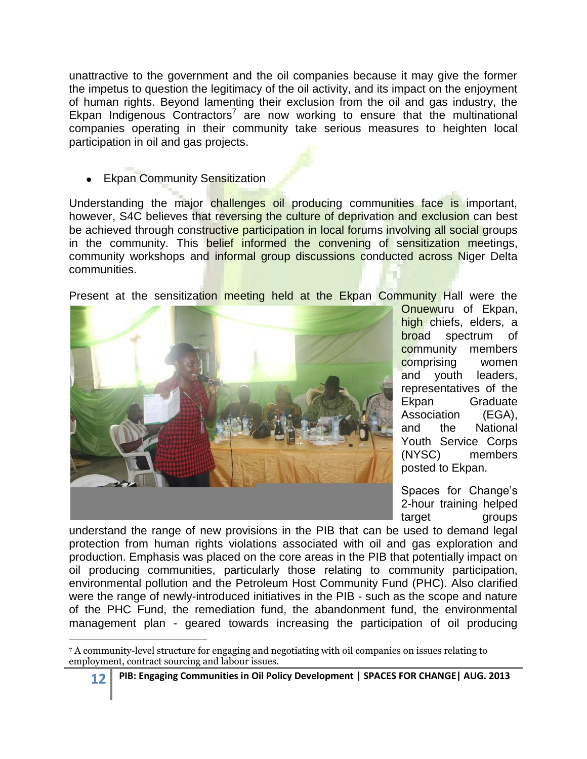unattractive to the government and the oil companies because it may give the former the impetus to question the legitimacy of the oil activity, and its impact on the enjoyment of human rights. Beyond lamenting their exclusion from the oil and gas industry, the Ekpan Indigenous Contractors[7] are now working to ensure that the multinational companies operating in their community take serious measures to heighten local participation in oil and gas projects.

- Ekpan Community Sensitization

Understanding the major challenges oil producing communities face is important, however, S4C believes that reversing the culture of deprivation and exclusion can best be achieved through constructive participation in local forums involving all social groups in the community. This belief informed the convening of sensitization meetings, community workshops and informal group discussions conducted across Niger Delta communities.

Present at the sensitization meeting held at the Ekpan Community Hall were the Onuewuru of Ekpan, high chiefs, elders, a broad spectrum of community members comprising women and youth leaders, representatives of the Ekpan Graduate Association (EGA), and the National Youth Service Corps (NYSC) members posted to Ekpan.

Spaces for Change's 2-hour training helped target groups understand the range of new provisions in the PIB that can be used to demand legal protection from human rights violations associated with oil and gas exploration and production. Emphasis was placed on the core areas in the PIB that potentially impact on oil producing communities, particularly those relating to community participation, environmental pollution and the Petroleum Host Community Fund (PHC). Also clarified were the range of newly-introduced initiatives in the PIB - such as the scope and nature of the PHC Fund, the remediation fund, the abandonment fund, the environmental management plan - geared towards increasing the participation of oil producing

[7] A community-level structure for engaging and negotiating with oil companies on issues relating to employment, contract sourcing and labour issues.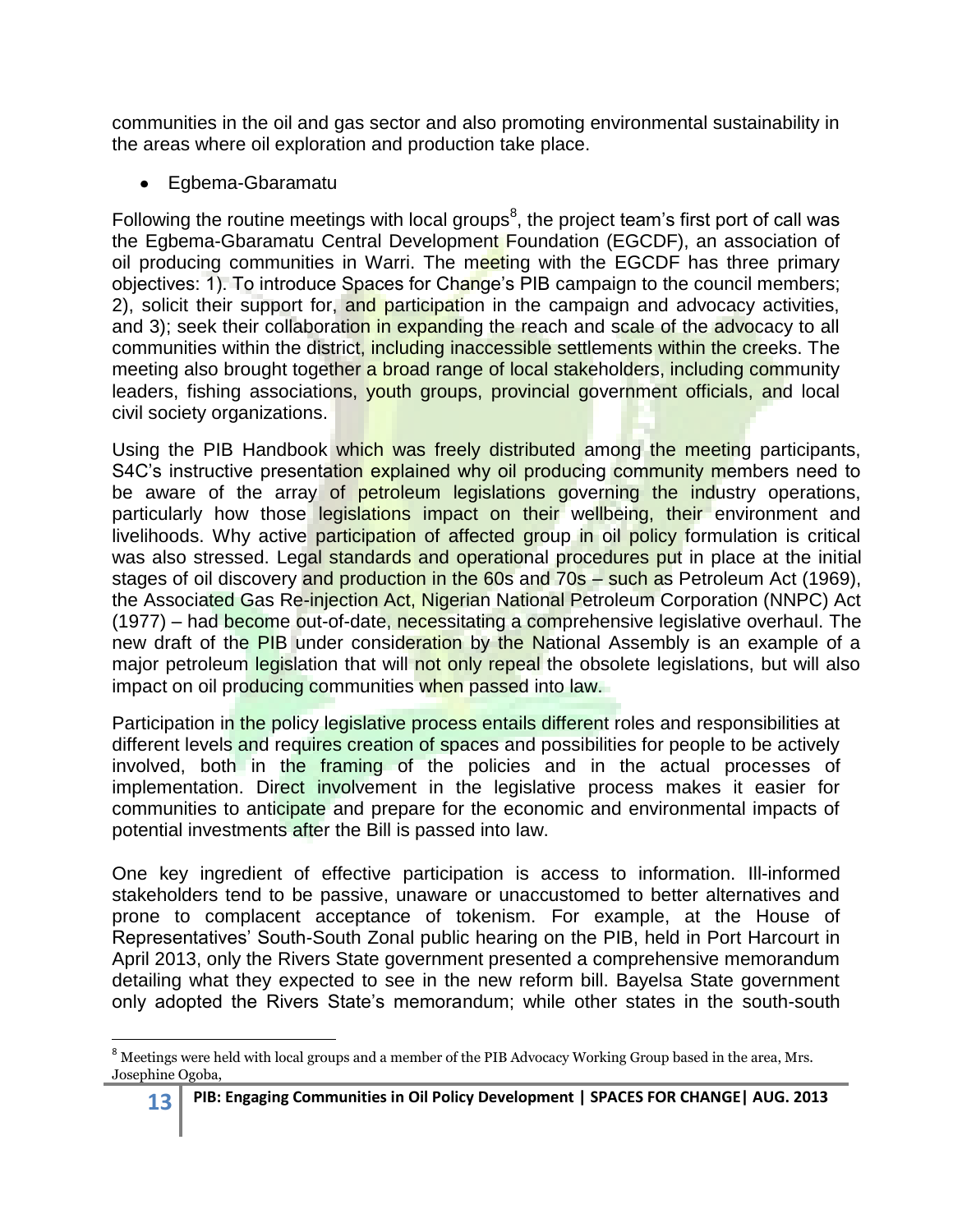communities in the oil and gas sector and also promoting environmental sustainability in the areas where oil exploration and production take place.

- Egbema-Gbaramatu

Following the routine meetings with local groups[8], the project team's first port of call was the Egbema-Gbaramatu Central Development Foundation (EGCDF), an association of oil producing communities in Warri. The meeting with the EGCDF has three primary objectives: 1). To introduce Spaces for Change's PIB campaign to the council members; 2), solicit their support for, and participation in the campaign and advocacy activities, and 3); seek their collaboration in expanding the reach and scale of the advocacy to all communities within the district, including inaccessible settlements within the creeks. The meeting also brought together a broad range of local stakeholders, including community leaders, fishing associations, youth groups, provincial government officials, and local civil society organizations.

Using the PIB Handbook which was freely distributed among the meeting participants, S4C's instructive presentation explained why oil producing community members need to be aware of the array of petroleum legislations governing the industry operations, particularly how those legislations impact on their wellbeing, their environment and livelihoods. Why active participation of affected group in oil policy formulation is critical was also stressed. Legal standards and operational procedures put in place at the initial stages of oil discovery and production in the 60s and 70s – such as Petroleum Act (1969), the Associated Gas Re-injection Act, Nigerian National Petroleum Corporation (NNPC) Act (1977) – had become out-of-date, necessitating a comprehensive legislative overhaul. The new draft of the PIB under consideration by the National Assembly is an example of a major petroleum legislation that will not only repeal the obsolete legislations, but will also impact on oil producing communities when passed into law.

Participation in the policy legislative process entails different roles and responsibilities at different levels and requires creation of spaces and possibilities for people to be actively involved, both in the framing of the policies and in the actual processes of implementation. Direct involvement in the legislative process makes it easier for communities to anticipate and prepare for the economic and environmental impacts of potential investments after the Bill is passed into law.

One key ingredient of effective participation is access to information. Ill-informed stakeholders tend to be passive, unaware or unaccustomed to better alternatives and prone to complacent acceptance of tokenism. For example, at the House of Representatives' South-South Zonal public hearing on the PIB, held in Port Harcourt in April 2013, only the Rivers State government presented a comprehensive memorandum detailing what they expected to see in the new reform bill. Bayelsa State government only adopted the Rivers State's memorandum; while other states in the south-south

[8] Meetings were held with local groups and a member of the PIB Advocacy Working Group based in the area, Mrs. Josephine Ogoba,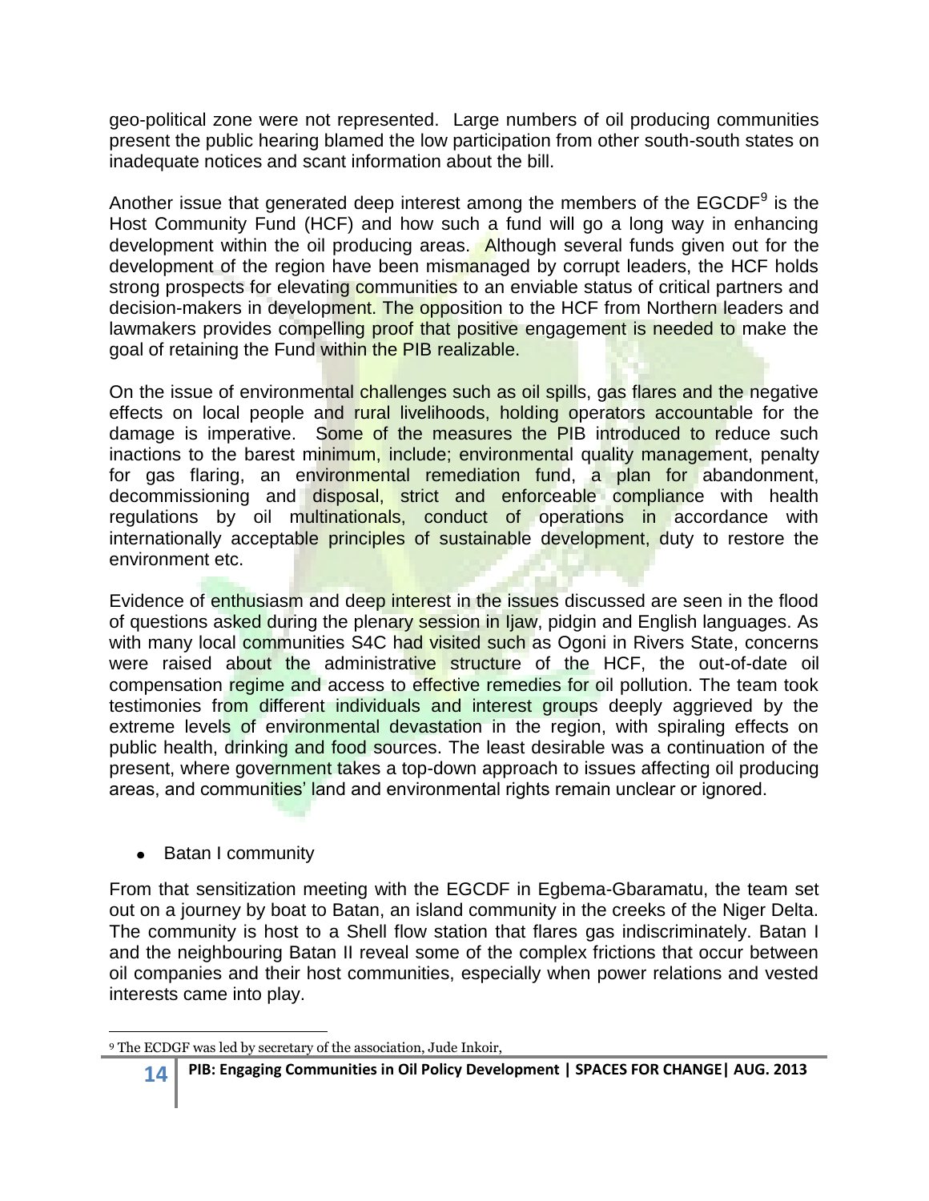geo-political zone were not represented. Large numbers of oil producing communities present the public hearing blamed the low participation from other south-south states on inadequate notices and scant information about the bill.

Another issue that generated deep interest among the members of the EGCDF[9] is the Host Community Fund (HCF) and how such a fund will go a long way in enhancing development within the oil producing areas. Although several funds given out for the development of the region have been mismanaged by corrupt leaders, the HCF holds strong prospects for elevating communities to an enviable status of critical partners and decision-makers in development. The opposition to the HCF from Northern leaders and lawmakers provides compelling proof that positive engagement is needed to make the goal of retaining the Fund within the PIB realizable.

On the issue of environmental challenges such as oil spills, gas flares and the negative effects on local people and rural livelihoods, holding operators accountable for the damage is imperative. Some of the measures the PIB introduced to reduce such inactions to the barest minimum, include; environmental quality management, penalty for gas flaring, an environmental remediation fund, a plan for abandonment, decommissioning and disposal, strict and enforceable compliance with health regulations by oil multinationals, conduct of operations in accordance with internationally acceptable principles of sustainable development, duty to restore the environment etc.

Evidence of enthusiasm and deep interest in the issues discussed are seen in the flood of questions asked during the plenary session in Ijaw, pidgin and English languages. As with many local communities S4C had visited such as Ogoni in Rivers State, concerns were raised about the administrative structure of the HCF, the out-of-date oil compensation regime and access to effective remedies for oil pollution. The team took testimonies from different individuals and interest groups deeply aggrieved by the extreme levels of environmental devastation in the region, with spiraling effects on public health, drinking and food sources. The least desirable was a continuation of the present, where government takes a top-down approach to issues affecting oil producing areas, and communities' land and environmental rights remain unclear or ignored.

- Batan I community

From that sensitization meeting with the EGCDF in Egbema-Gbaramatu, the team set out on a journey by boat to Batan, an island community in the creeks of the Niger Delta. The community is host to a Shell flow station that flares gas indiscriminately. Batan I and the neighbouring Batan II reveal some of the complex frictions that occur between oil companies and their host communities, especially when power relations and vested interests came into play.

---

[9] The ECDGF was led by secretary of the association, Jude Inkoir,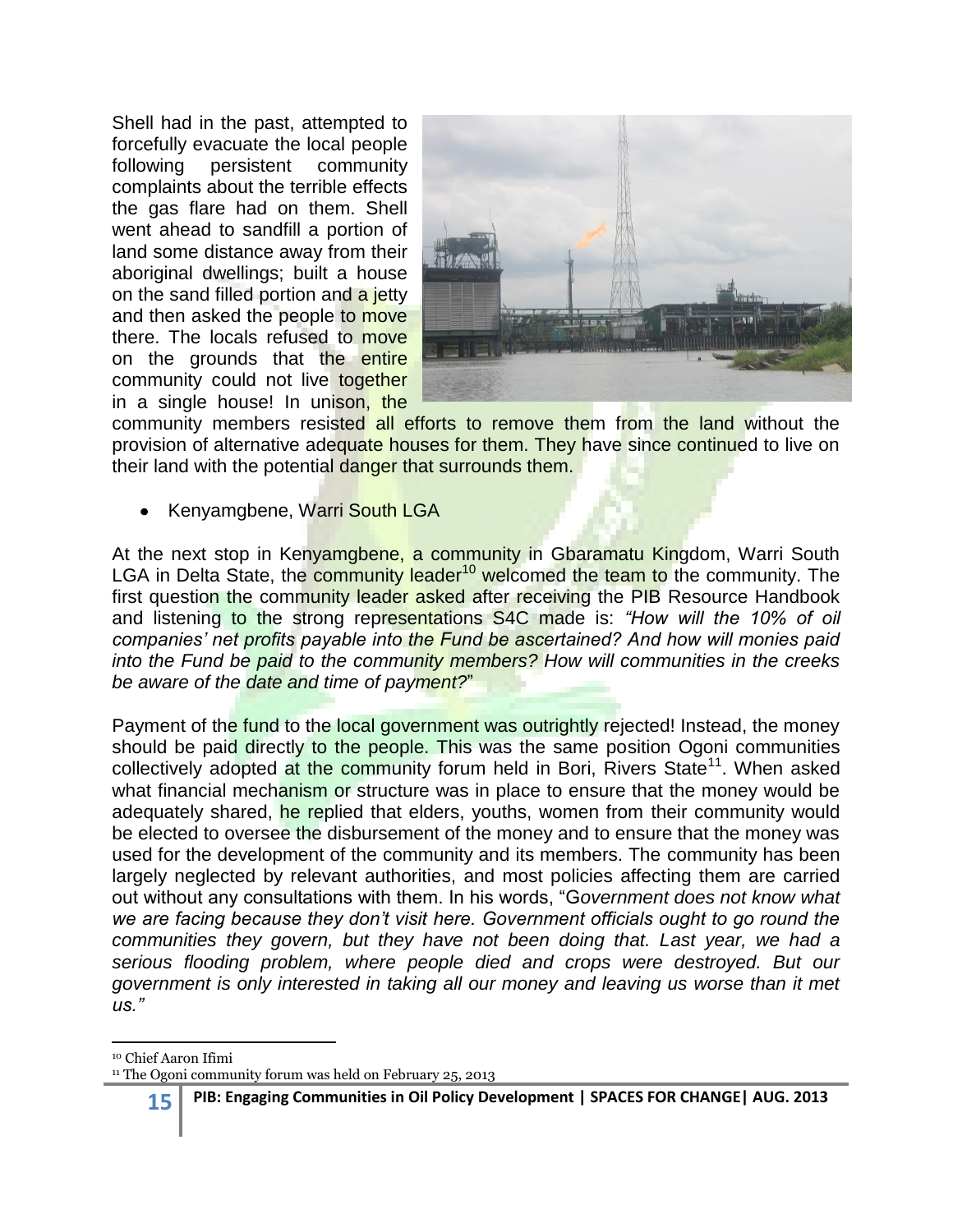Shell had in the past, attempted to forcefully evacuate the local people following persistent community complaints about the terrible effects the gas flare had on them. Shell went ahead to sandfill a portion of land some distance away from their aboriginal dwellings; built a house on the sand filled portion and a jetty and then asked the people to move there. The locals refused to move on the grounds that the entire community could not live together in a single house! In unison, the community members resisted all efforts to remove them from the land without the provision of alternative adequate houses for them. They have since continued to live on their land with the potential danger that surrounds them.

- Kenyamgbene, Warri South LGA

At the next stop in Kenyamgbene, a community in Gbaramatu Kingdom, Warri South LGA in Delta State, the community leader[10] welcomed the team to the community. The first question the community leader asked after receiving the PIB Resource Handbook and listening to the strong representations S4C made is: *"How will the 10% of oil companies' net profits payable into the Fund be ascertained? And how will monies paid into the Fund be paid to the community members? How will communities in the creeks be aware of the date and time of payment?*"

Payment of the fund to the local government was outrightly rejected! Instead, the money should be paid directly to the people. This was the same position Ogoni communities collectively adopted at the community forum held in Bori, Rivers State[11]. When asked what financial mechanism or structure was in place to ensure that the money would be adequately shared, he replied that elders, youths, women from their community would be elected to oversee the disbursement of the money and to ensure that the money was used for the development of the community and its members. The community has been largely neglected by relevant authorities, and most policies affecting them are carried out without any consultations with them. In his words, "G*overnment does not know what we are facing because they don't visit here. Government officials ought to go round the communities they govern, but they have not been doing that. Last year, we had a serious flooding problem, where people died and crops were destroyed. But our government is only interested in taking all our money and leaving us worse than it met us."*

---

[10] Chief Aaron Ifimi

[11] The Ogoni community forum was held on February 25, 2013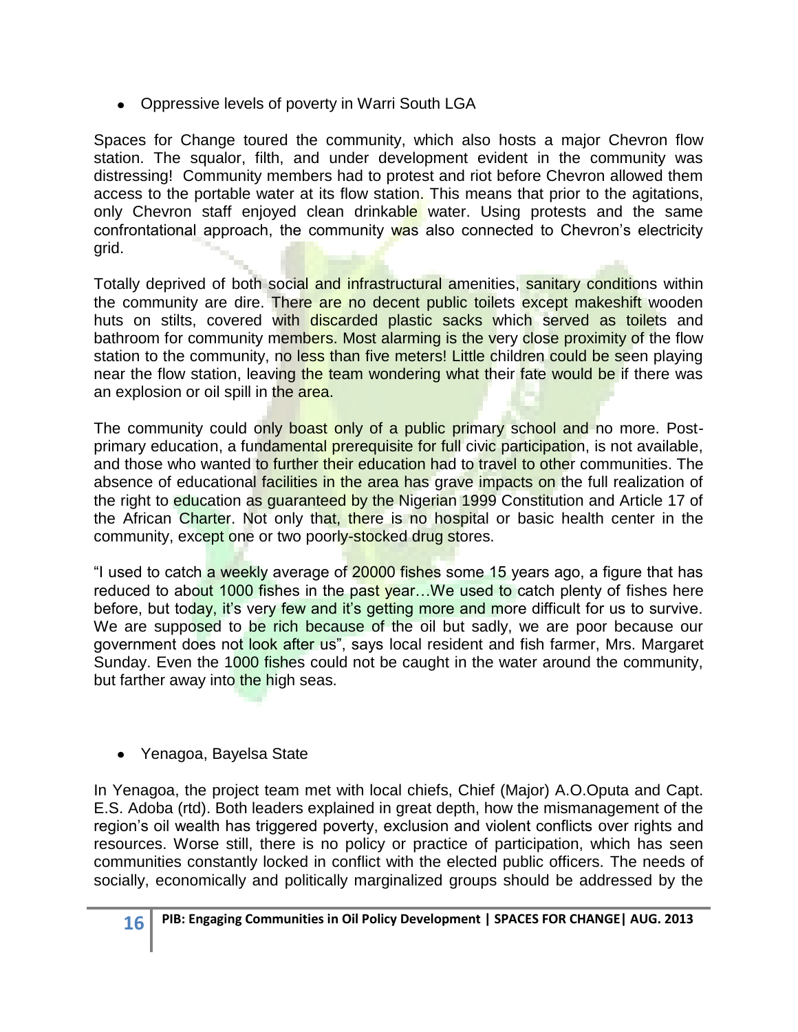- Oppressive levels of poverty in Warri South LGA

Spaces for Change toured the community, which also hosts a major Chevron flow station. The squalor, filth, and under development evident in the community was distressing! Community members had to protest and riot before Chevron allowed them access to the portable water at its flow station. This means that prior to the agitations, only Chevron staff enjoyed clean drinkable water. Using protests and the same confrontational approach, the community was also connected to Chevron's electricity grid.

Totally deprived of both social and infrastructural amenities, sanitary conditions within the community are dire. There are no decent public toilets except makeshift wooden huts on stilts, covered with discarded plastic sacks which served as toilets and bathroom for community members. Most alarming is the very close proximity of the flow station to the community, no less than five meters! Little children could be seen playing near the flow station, leaving the team wondering what their fate would be if there was an explosion or oil spill in the area.

The community could only boast only of a public primary school and no more. Post-primary education, a fundamental prerequisite for full civic participation, is not available, and those who wanted to further their education had to travel to other communities. The absence of educational facilities in the area has grave impacts on the full realization of the right to education as guaranteed by the Nigerian 1999 Constitution and Article 17 of the African Charter. Not only that, there is no hospital or basic health center in the community, except one or two poorly-stocked drug stores.

"I used to catch a weekly average of 20000 fishes some 15 years ago, a figure that has reduced to about 1000 fishes in the past year…We used to catch plenty of fishes here before, but today, it's very few and it's getting more and more difficult for us to survive. We are supposed to be rich because of the oil but sadly, we are poor because our government does not look after us", says local resident and fish farmer, Mrs. Margaret Sunday. Even the 1000 fishes could not be caught in the water around the community, but farther away into the high seas.

- Yenagoa, Bayelsa State

In Yenagoa, the project team met with local chiefs, Chief (Major) A.O.Oputa and Capt. E.S. Adoba (rtd). Both leaders explained in great depth, how the mismanagement of the region's oil wealth has triggered poverty, exclusion and violent conflicts over rights and resources. Worse still, there is no policy or practice of participation, which has seen communities constantly locked in conflict with the elected public officers. The needs of socially, economically and politically marginalized groups should be addressed by the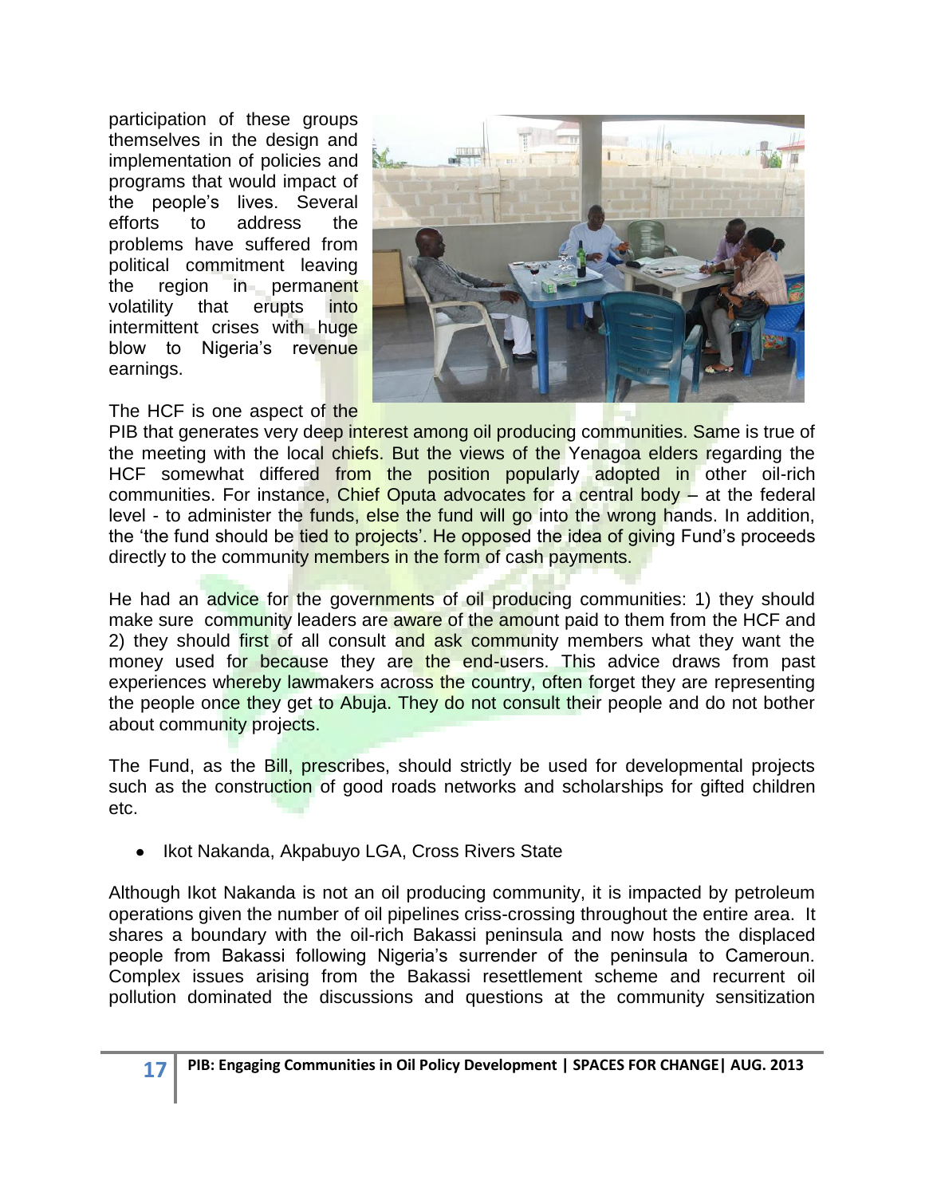participation of these groups themselves in the design and implementation of policies and programs that would impact of the people's lives. Several efforts to address the problems have suffered from political commitment leaving the region in permanent volatility that erupts into intermittent crises with huge blow to Nigeria's revenue earnings.

The HCF is one aspect of the PIB that generates very deep interest among oil producing communities. Same is true of the meeting with the local chiefs. But the views of the Yenagoa elders regarding the HCF somewhat differed from the position popularly adopted in other oil-rich communities. For instance, Chief Oputa advocates for a central body – at the federal level - to administer the funds, else the fund will go into the wrong hands. In addition, the 'the fund should be tied to projects'. He opposed the idea of giving Fund's proceeds directly to the community members in the form of cash payments.

He had an advice for the governments of oil producing communities: 1) they should make sure community leaders are aware of the amount paid to them from the HCF and 2) they should first of all consult and ask community members what they want the money used for because they are the end-users. This advice draws from past experiences whereby lawmakers across the country, often forget they are representing the people once they get to Abuja. They do not consult their people and do not bother about community projects.

The Fund, as the Bill, prescribes, should strictly be used for developmental projects such as the construction of good roads networks and scholarships for gifted children etc.

- Ikot Nakanda, Akpabuyo LGA, Cross Rivers State

Although Ikot Nakanda is not an oil producing community, it is impacted by petroleum operations given the number of oil pipelines criss-crossing throughout the entire area. It shares a boundary with the oil-rich Bakassi peninsula and now hosts the displaced people from Bakassi following Nigeria's surrender of the peninsula to Cameroun. Complex issues arising from the Bakassi resettlement scheme and recurrent oil pollution dominated the discussions and questions at the community sensitization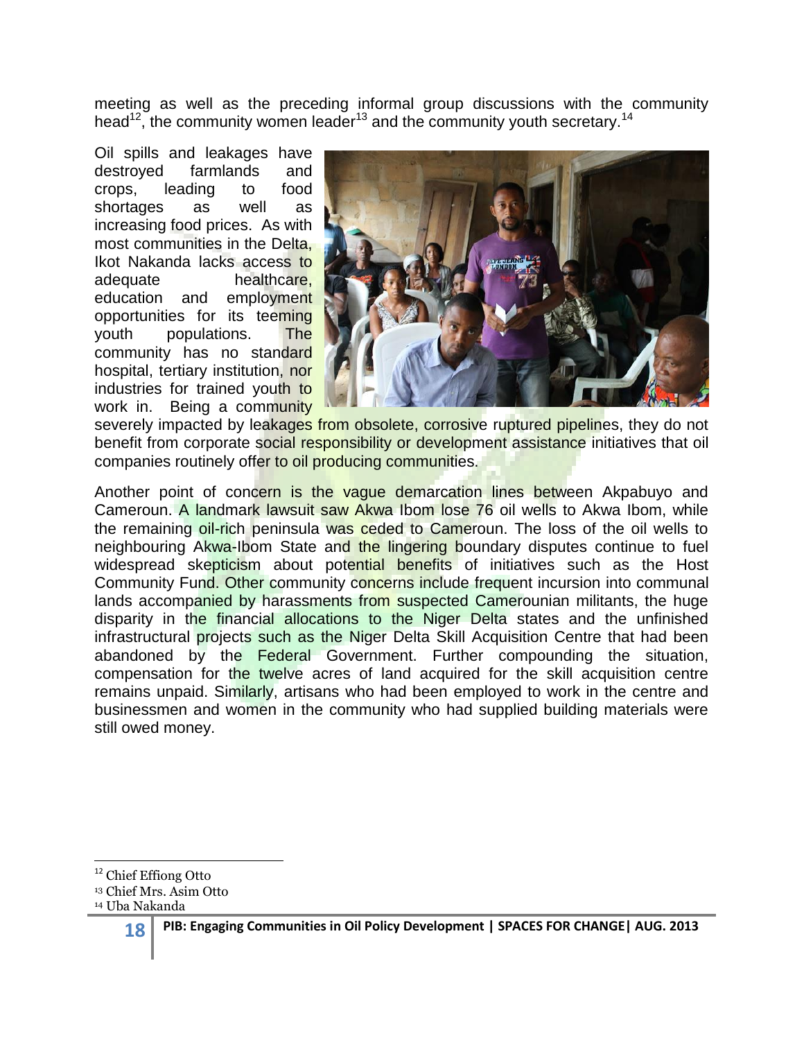meeting as well as the preceding informal group discussions with the community head[12], the community women leader[13] and the community youth secretary.[14]

Oil spills and leakages have destroyed farmlands and crops, leading to food shortages as well as increasing food prices. As with most communities in the Delta, Ikot Nakanda lacks access to adequate healthcare, education and employment opportunities for its teeming youth populations. The community has no standard hospital, tertiary institution, nor industries for trained youth to work in. Being a community severely impacted by leakages from obsolete, corrosive ruptured pipelines, they do not benefit from corporate social responsibility or development assistance initiatives that oil companies routinely offer to oil producing communities.

Another point of concern is the vague demarcation lines between Akpabuyo and Cameroun. A landmark lawsuit saw Akwa Ibom lose 76 oil wells to Akwa Ibom, while the remaining oil-rich peninsula was ceded to Cameroun. The loss of the oil wells to neighbouring Akwa-Ibom State and the lingering boundary disputes continue to fuel widespread skepticism about potential benefits of initiatives such as the Host Community Fund. Other community concerns include frequent incursion into communal lands accompanied by harassments from suspected Camerounian militants, the huge disparity in the financial allocations to the Niger Delta states and the unfinished infrastructural projects such as the Niger Delta Skill Acquisition Centre that had been abandoned by the Federal Government. Further compounding the situation, compensation for the twelve acres of land acquired for the skill acquisition centre remains unpaid. Similarly, artisans who had been employed to work in the centre and businessmen and women in the community who had supplied building materials were still owed money.

---

[12] Chief Effiong Otto

[13] Chief Mrs. Asim Otto

[14] Uba Nakanda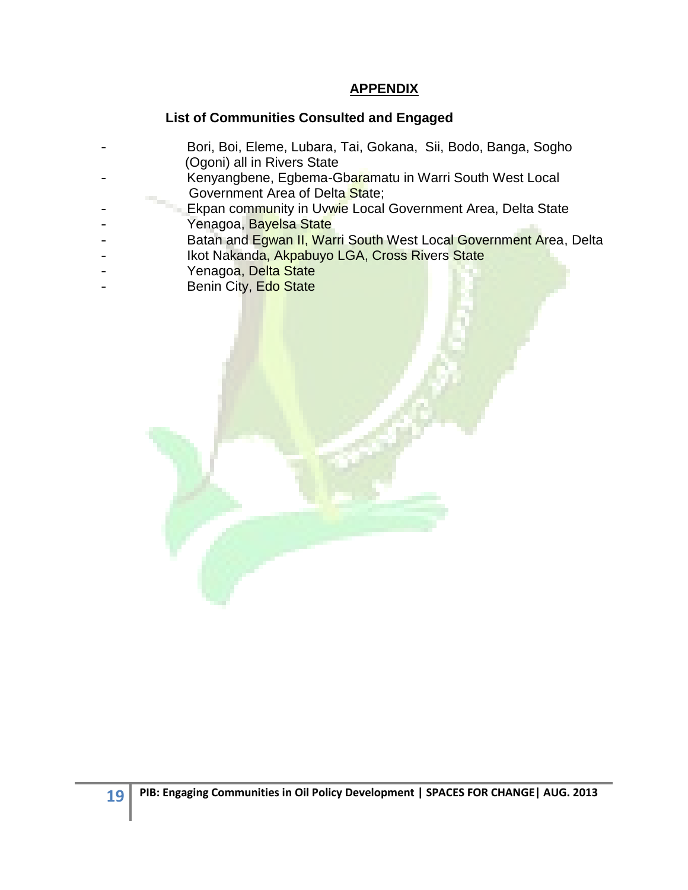## APPENDIX

### List of Communities Consulted and Engaged

- Bori, Boi, Eleme, Lubara, Tai, Gokana, Sii, Bodo, Banga, Sogho (Ogoni) all in Rivers State
- Kenyangbene, Egbema-Gbaramatu in Warri South West Local Government Area of Delta State;
- Ekpan community in Uvwie Local Government Area, Delta State
- Yenagoa, Bayelsa State
- Batan and Egwan II, Warri South West Local Government Area, Delta
- Ikot Nakanda, Akpabuyo LGA, Cross Rivers State
- Yenagoa, Delta State
- Benin City, Edo State